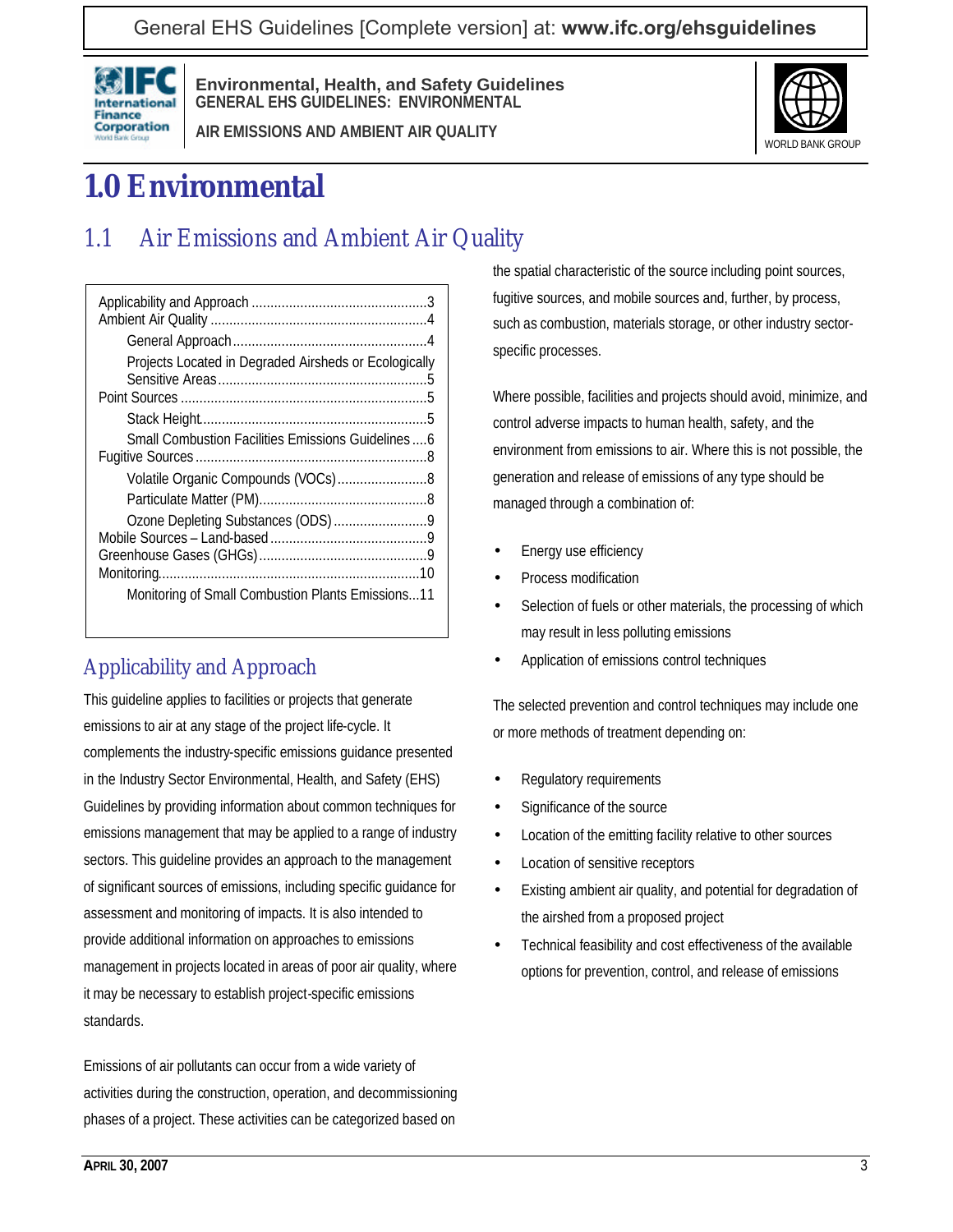# 1.0 Environmental

## 1.1 Air Emissions and Ambient Air Quality

| | |
|---|---|
| Applicability and Approach | 3 |
| Ambient Air Quality | 4 |
| General Approach | 4 |
| Projects Located in Degraded Airsheds or Ecologically Sensitive Areas | 5 |
| Point Sources | 5 |
| Stack Height | 5 |
| Small Combustion Facilities Emissions Guidelines | 6 |
| Fugitive Sources | 8 |
| Volatile Organic Compounds (VOCs) | 8 |
| Particulate Matter (PM) | 8 |
| Ozone Depleting Substances (ODS) | 9 |
| Mobile Sources – Land-based | 9 |
| Greenhouse Gases (GHGs) | 9 |
| Monitoring | 10 |
| Monitoring of Small Combustion Plants Emissions | 11 |

### Applicability and Approach

This guideline applies to facilities or projects that generate emissions to air at any stage of the project life-cycle. It complements the industry-specific emissions guidance presented in the Industry Sector Environmental, Health, and Safety (EHS) Guidelines by providing information about common techniques for emissions management that may be applied to a range of industry sectors. This guideline provides an approach to the management of significant sources of emissions, including specific guidance for assessment and monitoring of impacts. It is also intended to provide additional information on approaches to emissions management in projects located in areas of poor air quality, where it may be necessary to establish project-specific emissions standards.

Emissions of air pollutants can occur from a wide variety of activities during the construction, operation, and decommissioning phases of a project. These activities can be categorized based on the spatial characteristic of the source including point sources, fugitive sources, and mobile sources and, further, by process, such as combustion, materials storage, or other industry sector-specific processes.

Where possible, facilities and projects should avoid, minimize, and control adverse impacts to human health, safety, and the environment from emissions to air. Where this is not possible, the generation and release of emissions of any type should be managed through a combination of:

- Energy use efficiency
- Process modification
- Selection of fuels or other materials, the processing of which may result in less polluting emissions
- Application of emissions control techniques

The selected prevention and control techniques may include one or more methods of treatment depending on:

- Regulatory requirements
- Significance of the source
- Location of the emitting facility relative to other sources
- Location of sensitive receptors
- Existing ambient air quality, and potential for degradation of the airshed from a proposed project
- Technical feasibility and cost effectiveness of the available options for prevention, control, and release of emissions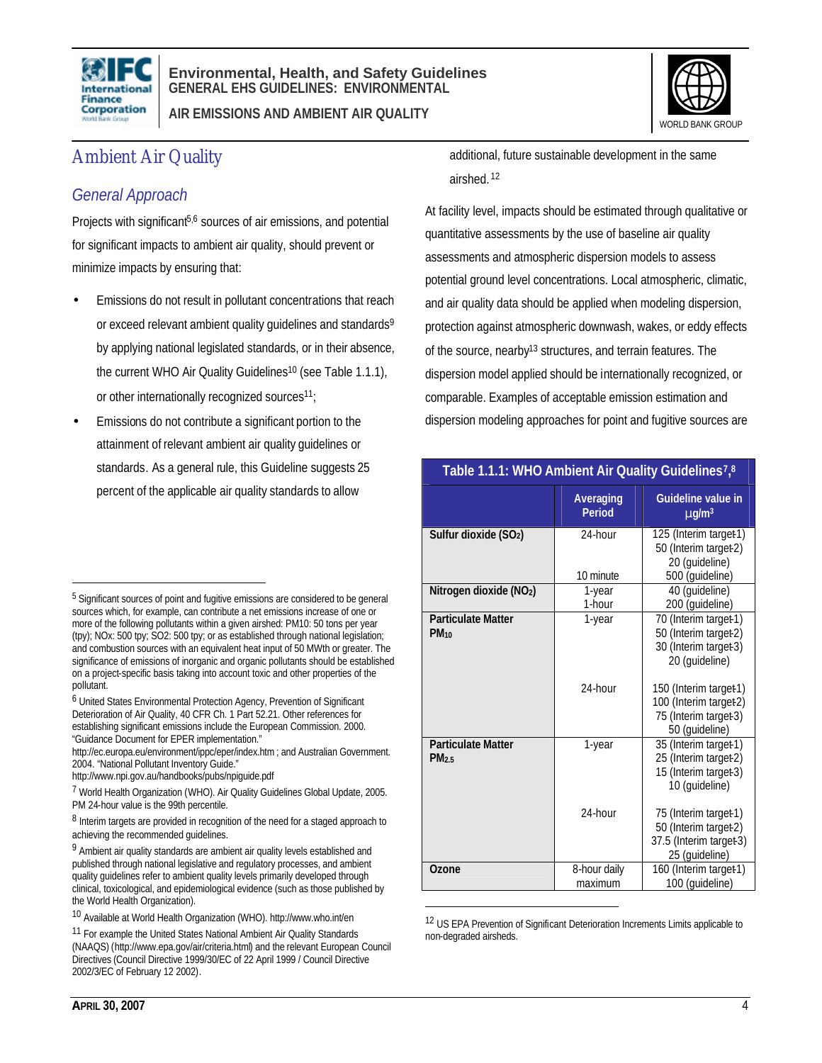## Ambient Air Quality

### General Approach

Projects with significant[5,6] sources of air emissions, and potential for significant impacts to ambient air quality, should prevent or minimize impacts by ensuring that:

- Emissions do not result in pollutant concentrations that reach or exceed relevant ambient quality guidelines and standards[9] by applying national legislated standards, or in their absence, the current WHO Air Quality Guidelines[10] (see Table 1.1.1), or other internationally recognized sources[11];
- Emissions do not contribute a significant portion to the attainment of relevant ambient air quality guidelines or standards. As a general rule, this Guideline suggests 25 percent of the applicable air quality standards to allow additional, future sustainable development in the same airshed.[12]

At facility level, impacts should be estimated through qualitative or quantitative assessments by the use of baseline air quality assessments and atmospheric dispersion models to assess potential ground level concentrations. Local atmospheric, climatic, and air quality data should be applied when modeling dispersion, protection against atmospheric downwash, wakes, or eddy effects of the source, nearby[13] structures, and terrain features. The dispersion model applied should be internationally recognized, or comparable. Examples of acceptable emission estimation and dispersion modeling approaches for point and fugitive sources are

**Table 1.1.1: WHO Ambient Air Quality Guidelines[7,8]**

| | Averaging Period | Guideline value in µg/m³ |
|---|---|---|
| **Sulfur dioxide ($SO_2$)** | 24-hour | 125 (Interim target-1)<br>50 (Interim target-2)<br>20 (guideline) |
| | 10 minute | 500 (guideline) |
| **Nitrogen dioxide ($NO_2$)** | 1-year | 40 (guideline) |
| | 1-hour | 200 (guideline) |
| **Particulate Matter $PM_{10}$** | 1-year | 70 (Interim target-1)<br>50 (Interim target-2)<br>30 (Interim target-3)<br>20 (guideline) |
| | 24-hour | 150 (Interim target-1)<br>100 (Interim target-2)<br>75 (Interim target-3)<br>50 (guideline) |
| **Particulate Matter $PM_{2.5}$** | 1-year | 35 (Interim target-1)<br>25 (Interim target-2)<br>15 (Interim target-3)<br>10 (guideline) |
| | 24-hour | 75 (Interim target-1)<br>50 (Interim target-2)<br>37.5 (Interim target-3)<br>25 (guideline) |
| **Ozone** | 8-hour daily maximum | 160 (Interim target-1)<br>100 (guideline) |

---

[5] Significant sources of point and fugitive emissions are considered to be general sources which, for example, can contribute a net emissions increase of one or more of the following pollutants within a given airshed: PM10: 50 tons per year (tpy); NOx: 500 tpy; SO2: 500 tpy; or as established through national legislation; and combustion sources with an equivalent heat input of 50 MWth or greater. The significance of emissions of inorganic and organic pollutants should be established on a project-specific basis taking into account toxic and other properties of the pollutant.

[6] United States Environmental Protection Agency, Prevention of Significant Deterioration of Air Quality, 40 CFR Ch. 1 Part 52.21. Other references for establishing significant emissions include the European Commission. 2000. "Guidance Document for EPER implementation." http://ec.europa.eu/environment/ippc/eper/index.htm ; and Australian Government. 2004. "National Pollutant Inventory Guide." http://www.npi.gov.au/handbooks/pubs/npiguide.pdf

[7] World Health Organization (WHO). Air Quality Guidelines Global Update, 2005. PM 24-hour value is the 99th percentile.

[8] Interim targets are provided in recognition of the need for a staged approach to achieving the recommended guidelines.

[9] Ambient air quality standards are ambient air quality levels established and published through national legislative and regulatory processes, and ambient quality guidelines refer to ambient quality levels primarily developed through clinical, toxicological, and epidemiological evidence (such as those published by the World Health Organization).

[10] Available at World Health Organization (WHO). http://www.who.int/en

[11] For example the United States National Ambient Air Quality Standards (NAAQS) (http://www.epa.gov/air/criteria.html) and the relevant European Council Directives (Council Directive 1999/30/EC of 22 April 1999 / Council Directive 2002/3/EC of February 12 2002).

[12] US EPA Prevention of Significant Deterioration Increments Limits applicable to non-degraded airsheds.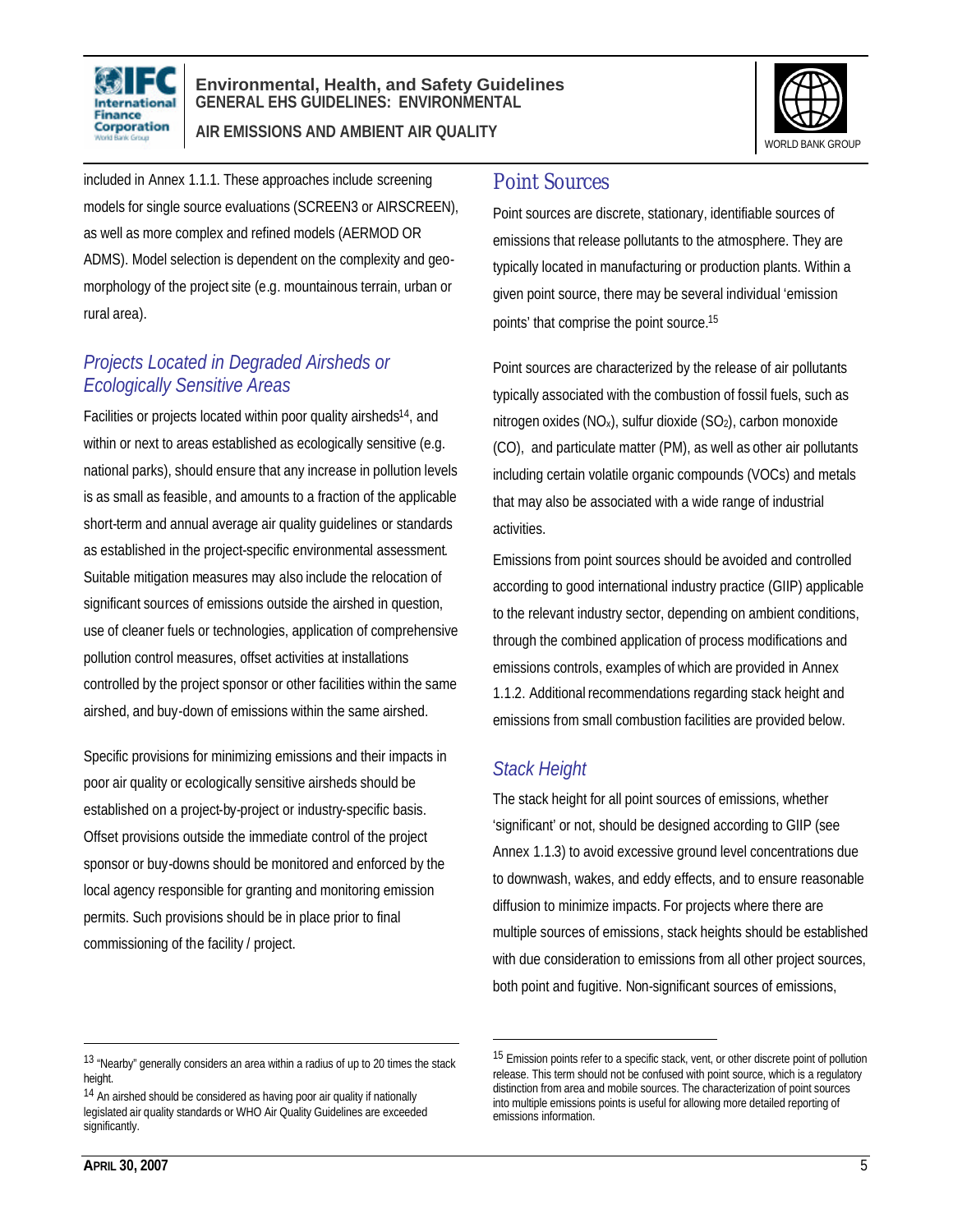included in Annex 1.1.1. These approaches include screening models for single source evaluations (SCREEN3 or AIRSCREEN), as well as more complex and refined models (AERMOD OR ADMS). Model selection is dependent on the complexity and geo-morphology of the project site (e.g. mountainous terrain, urban or rural area).

### *Projects Located in Degraded Airsheds or Ecologically Sensitive Areas*

Facilities or projects located within poor quality airsheds[14], and within or next to areas established as ecologically sensitive (e.g. national parks), should ensure that any increase in pollution levels is as small as feasible, and amounts to a fraction of the applicable short-term and annual average air quality guidelines or standards as established in the project-specific environmental assessment. Suitable mitigation measures may also include the relocation of significant sources of emissions outside the airshed in question, use of cleaner fuels or technologies, application of comprehensive pollution control measures, offset activities at installations controlled by the project sponsor or other facilities within the same airshed, and buy-down of emissions within the same airshed.

Specific provisions for minimizing emissions and their impacts in poor air quality or ecologically sensitive airsheds should be established on a project-by-project or industry-specific basis. Offset provisions outside the immediate control of the project sponsor or buy-downs should be monitored and enforced by the local agency responsible for granting and monitoring emission permits. Such provisions should be in place prior to final commissioning of the facility / project.

## Point Sources

Point sources are discrete, stationary, identifiable sources of emissions that release pollutants to the atmosphere. They are typically located in manufacturing or production plants. Within a given point source, there may be several individual 'emission points' that comprise the point source.[15]

Point sources are characterized by the release of air pollutants typically associated with the combustion of fossil fuels, such as nitrogen oxides ($NO_x$), sulfur dioxide ($SO_2$), carbon monoxide (CO), and particulate matter (PM), as well as other air pollutants including certain volatile organic compounds (VOCs) and metals that may also be associated with a wide range of industrial activities.

Emissions from point sources should be avoided and controlled according to good international industry practice (GIIP) applicable to the relevant industry sector, depending on ambient conditions, through the combined application of process modifications and emissions controls, examples of which are provided in Annex 1.1.2. Additional recommendations regarding stack height and emissions from small combustion facilities are provided below.

### *Stack Height*

The stack height for all point sources of emissions, whether 'significant' or not, should be designed according to GIIP (see Annex 1.1.3) to avoid excessive ground level concentrations due to downwash, wakes, and eddy effects, and to ensure reasonable diffusion to minimize impacts. For projects where there are multiple sources of emissions, stack heights should be established with due consideration to emissions from all other project sources, both point and fugitive. Non-significant sources of emissions,

---

[13] "Nearby" generally considers an area within a radius of up to 20 times the stack height.

[14] An airshed should be considered as having poor air quality if nationally legislated air quality standards or WHO Air Quality Guidelines are exceeded significantly.

[15] Emission points refer to a specific stack, vent, or other discrete point of pollution release. This term should not be confused with point source, which is a regulatory distinction from area and mobile sources. The characterization of point sources into multiple emissions points is useful for allowing more detailed reporting of emissions information.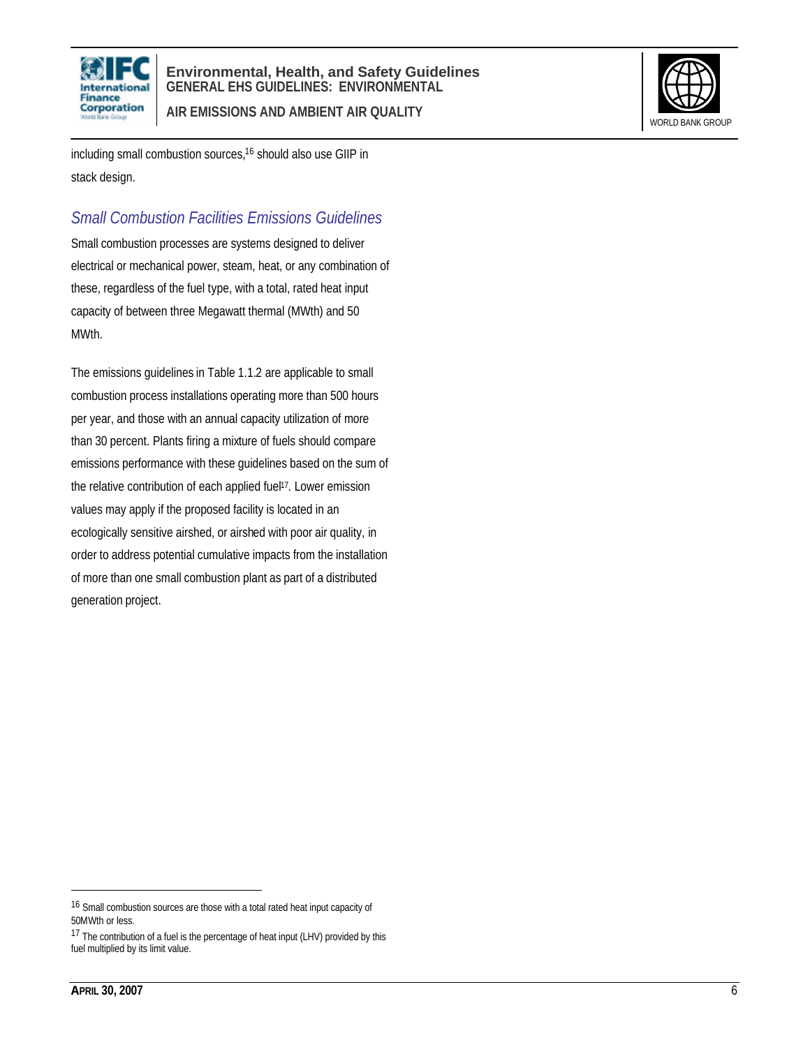including small combustion sources,[16] should also use GIIP in stack design.

### *Small Combustion Facilities Emissions Guidelines*

Small combustion processes are systems designed to deliver electrical or mechanical power, steam, heat, or any combination of these, regardless of the fuel type, with a total, rated heat input capacity of between three Megawatt thermal (MWth) and 50 MWth.

The emissions guidelines in Table 1.1.2 are applicable to small combustion process installations operating more than 500 hours per year, and those with an annual capacity utilization of more than 30 percent. Plants firing a mixture of fuels should compare emissions performance with these guidelines based on the sum of the relative contribution of each applied fuel[17]. Lower emission values may apply if the proposed facility is located in an ecologically sensitive airshed, or airshed with poor air quality, in order to address potential cumulative impacts from the installation of more than one small combustion plant as part of a distributed generation project.

---

[16] Small combustion sources are those with a total rated heat input capacity of 50MWth or less.

[17] The contribution of a fuel is the percentage of heat input (LHV) provided by this fuel multiplied by its limit value.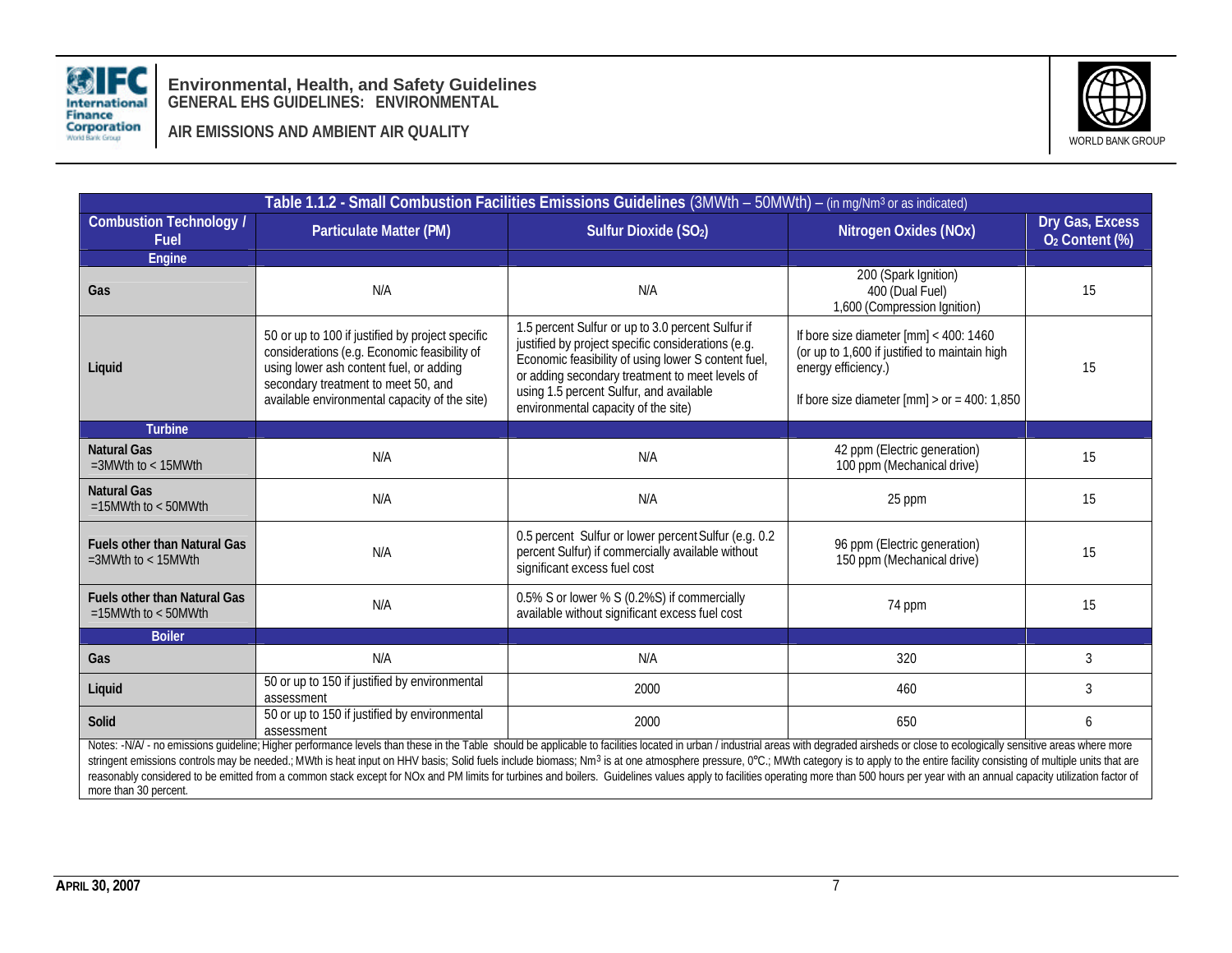| **Table 1.1.2 - Small Combustion Facilities Emissions Guidelines** (3MWth – 50MWth) – (in mg/$Nm^3$ or as indicated) | | | | |
|---|---|---|---|---|
| **Combustion Technology / Fuel** | **Particulate Matter (PM)** | **Sulfur Dioxide ($SO_2$)** | **Nitrogen Oxides (NOx)** | **Dry Gas, Excess $O_2$ Content (%)** |
| **Engine** | | | | |
| **Gas** | N/A | N/A | 200 (Spark Ignition)<br>400 (Dual Fuel)<br>1,600 (Compression Ignition) | 15 |
| **Liquid** | 50 or up to 100 if justified by project specific considerations (e.g. Economic feasibility of using lower ash content fuel, or adding secondary treatment to meet 50, and available environmental capacity of the site) | 1.5 percent Sulfur or up to 3.0 percent Sulfur if justified by project specific considerations (e.g. Economic feasibility of using lower S content fuel, or adding secondary treatment to meet levels of using 1.5 percent Sulfur, and available environmental capacity of the site) | If bore size diameter [mm] < 400: 1460 (or up to 1,600 if justified to maintain high energy efficiency.)<br><br>If bore size diameter [mm] > or = 400: 1,850 | 15 |
| **Turbine** | | | | |
| **Natural Gas** =3MWth to < 15MWth | N/A | N/A | 42 ppm (Electric generation)<br>100 ppm (Mechanical drive) | 15 |
| **Natural Gas** =15MWth to < 50MWth | N/A | N/A | 25 ppm | 15 |
| **Fuels other than Natural Gas** =3MWth to < 15MWth | N/A | 0.5 percent Sulfur or lower percent Sulfur (e.g. 0.2 percent Sulfur) if commercially available without significant excess fuel cost | 96 ppm (Electric generation)<br>150 ppm (Mechanical drive) | 15 |
| **Fuels other than Natural Gas** =15MWth to < 50MWth | N/A | 0.5% S or lower % S (0.2%S) if commercially available without significant excess fuel cost | 74 ppm | 15 |
| **Boiler** | | | | |
| **Gas** | N/A | N/A | 320 | 3 |
| **Liquid** | 50 or up to 150 if justified by environmental assessment | 2000 | 460 | 3 |
| **Solid** | 50 or up to 150 if justified by environmental assessment | 2000 | 650 | 6 |

Notes: -N/A/ - no emissions guideline; Higher performance levels than these in the Table should be applicable to facilities located in urban / industrial areas with degraded airsheds or close to ecologically sensitive areas where more stringent emissions controls may be needed.; MWth is heat input on HHV basis; Solid fuels include biomass; $Nm^3$ is at one atmosphere pressure, 0°C.; MWth category is to apply to the entire facility consisting of multiple units that are reasonably considered to be emitted from a common stack except for NOx and PM limits for turbines and boilers. Guidelines values apply to facilities operating more than 500 hours per year with an annual capacity utilization factor of more than 30 percent.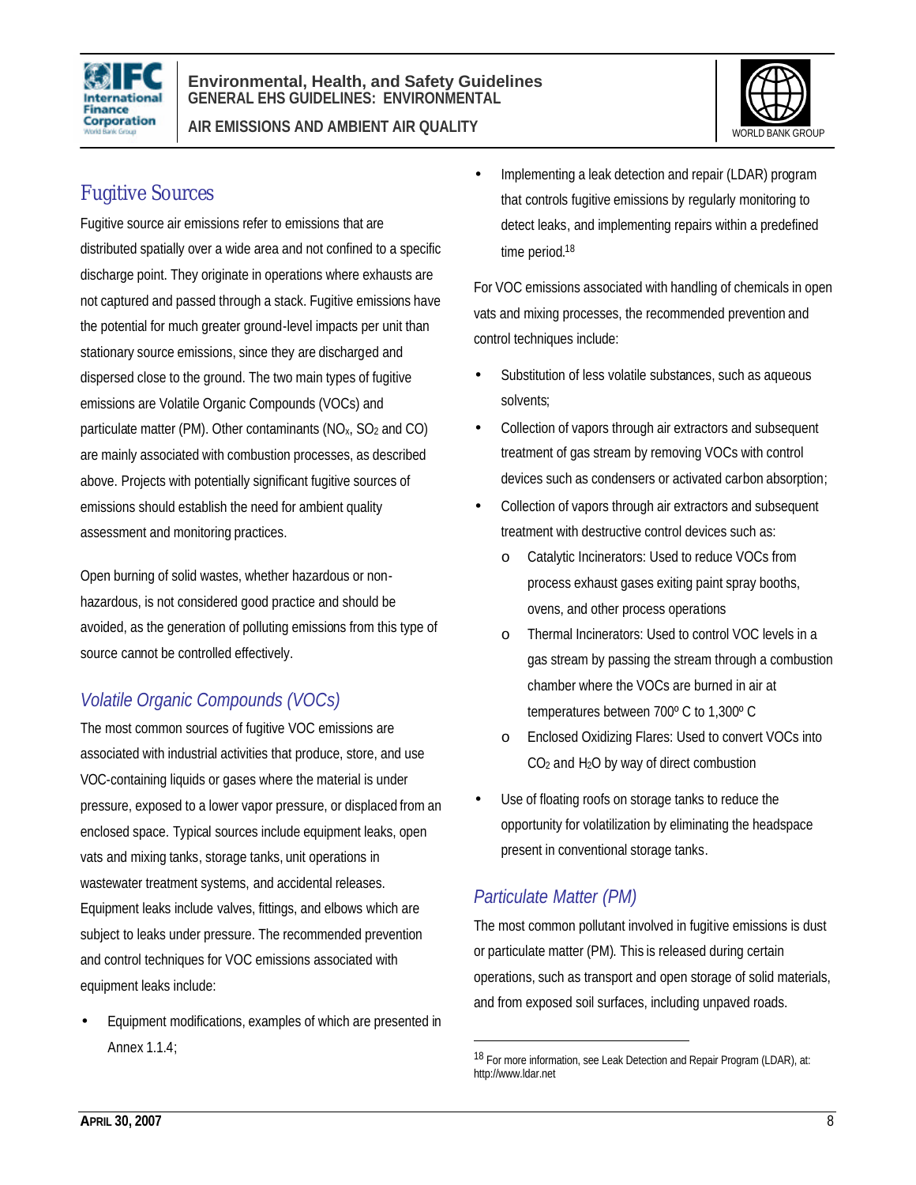## Fugitive Sources

Fugitive source air emissions refer to emissions that are distributed spatially over a wide area and not confined to a specific discharge point. They originate in operations where exhausts are not captured and passed through a stack. Fugitive emissions have the potential for much greater ground-level impacts per unit than stationary source emissions, since they are discharged and dispersed close to the ground. The two main types of fugitive emissions are Volatile Organic Compounds (VOCs) and particulate matter (PM). Other contaminants ($NO_x$, $SO_2$ and CO) are mainly associated with combustion processes, as described above. Projects with potentially significant fugitive sources of emissions should establish the need for ambient quality assessment and monitoring practices.

Open burning of solid wastes, whether hazardous or non-hazardous, is not considered good practice and should be avoided, as the generation of polluting emissions from this type of source cannot be controlled effectively.

### *Volatile Organic Compounds (VOCs)*

The most common sources of fugitive VOC emissions are associated with industrial activities that produce, store, and use VOC-containing liquids or gases where the material is under pressure, exposed to a lower vapor pressure, or displaced from an enclosed space. Typical sources include equipment leaks, open vats and mixing tanks, storage tanks, unit operations in wastewater treatment systems, and accidental releases. Equipment leaks include valves, fittings, and elbows which are subject to leaks under pressure. The recommended prevention and control techniques for VOC emissions associated with equipment leaks include:

- Equipment modifications, examples of which are presented in Annex 1.1.4;
- Implementing a leak detection and repair (LDAR) program that controls fugitive emissions by regularly monitoring to detect leaks, and implementing repairs within a predefined time period.[18]

For VOC emissions associated with handling of chemicals in open vats and mixing processes, the recommended prevention and control techniques include:

- Substitution of less volatile substances, such as aqueous solvents;
- Collection of vapors through air extractors and subsequent treatment of gas stream by removing VOCs with control devices such as condensers or activated carbon absorption;
- Collection of vapors through air extractors and subsequent treatment with destructive control devices such as:
  - Catalytic Incinerators: Used to reduce VOCs from process exhaust gases exiting paint spray booths, ovens, and other process operations
  - Thermal Incinerators: Used to control VOC levels in a gas stream by passing the stream through a combustion chamber where the VOCs are burned in air at temperatures between 700º C to 1,300º C
  - Enclosed Oxidizing Flares: Used to convert VOCs into $CO_2$ and $H_2O$ by way of direct combustion
- Use of floating roofs on storage tanks to reduce the opportunity for volatilization by eliminating the headspace present in conventional storage tanks.

### *Particulate Matter (PM)*

The most common pollutant involved in fugitive emissions is dust or particulate matter (PM). This is released during certain operations, such as transport and open storage of solid materials, and from exposed soil surfaces, including unpaved roads.

---

[18] For more information, see Leak Detection and Repair Program (LDAR), at: http://www.ldar.net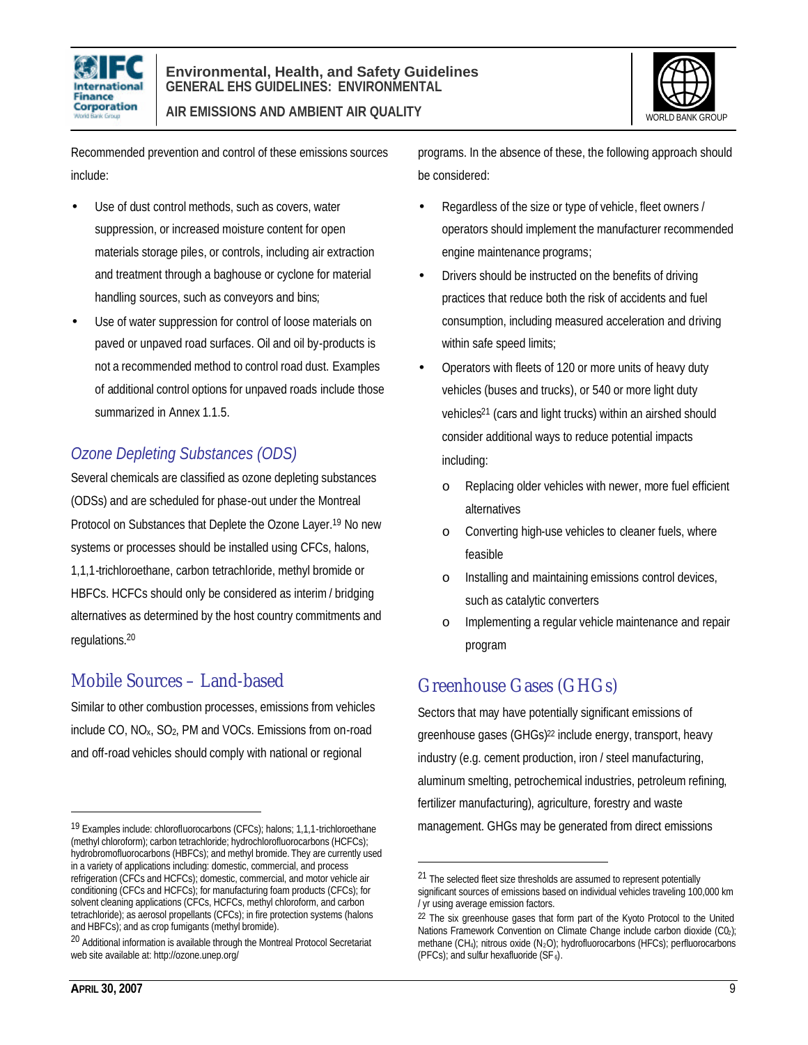Recommended prevention and control of these emissions sources include:

- Use of dust control methods, such as covers, water suppression, or increased moisture content for open materials storage piles, or controls, including air extraction and treatment through a baghouse or cyclone for material handling sources, such as conveyors and bins;
- Use of water suppression for control of loose materials on paved or unpaved road surfaces. Oil and oil by-products is not a recommended method to control road dust. Examples of additional control options for unpaved roads include those summarized in Annex 1.1.5.

### *Ozone Depleting Substances (ODS)*

Several chemicals are classified as ozone depleting substances (ODSs) and are scheduled for phase-out under the Montreal Protocol on Substances that Deplete the Ozone Layer.[19] No new systems or processes should be installed using CFCs, halons, 1,1,1-trichloroethane, carbon tetrachloride, methyl bromide or HBFCs. HCFCs should only be considered as interim / bridging alternatives as determined by the host country commitments and regulations.[20]

## Mobile Sources – Land-based

Similar to other combustion processes, emissions from vehicles include CO, $NO_x$, $SO_2$, PM and VOCs. Emissions from on-road and off-road vehicles should comply with national or regional programs. In the absence of these, the following approach should be considered:

- Regardless of the size or type of vehicle, fleet owners / operators should implement the manufacturer recommended engine maintenance programs;
- Drivers should be instructed on the benefits of driving practices that reduce both the risk of accidents and fuel consumption, including measured acceleration and driving within safe speed limits;
- Operators with fleets of 120 or more units of heavy duty vehicles (buses and trucks), or 540 or more light duty vehicles[21] (cars and light trucks) within an airshed should consider additional ways to reduce potential impacts including:
    - Replacing older vehicles with newer, more fuel efficient alternatives
    - Converting high-use vehicles to cleaner fuels, where feasible
    - Installing and maintaining emissions control devices, such as catalytic converters
    - Implementing a regular vehicle maintenance and repair program

## Greenhouse Gases (GHGs)

Sectors that may have potentially significant emissions of greenhouse gases (GHGs)[22] include energy, transport, heavy industry (e.g. cement production, iron / steel manufacturing, aluminum smelting, petrochemical industries, petroleum refining, fertilizer manufacturing), agriculture, forestry and waste management. GHGs may be generated from direct emissions

---

[19] Examples include: chlorofluorocarbons (CFCs); halons; 1,1,1-trichloroethane (methyl chloroform); carbon tetrachloride; hydrochlorofluorocarbons (HCFCs); hydrobromofluorocarbons (HBFCs); and methyl bromide. They are currently used in a variety of applications including: domestic, commercial, and process refrigeration (CFCs and HCFCs); domestic, commercial, and motor vehicle air conditioning (CFCs and HCFCs); for manufacturing foam products (CFCs); for solvent cleaning applications (CFCs, HCFCs, methyl chloroform, and carbon tetrachloride); as aerosol propellants (CFCs); in fire protection systems (halons and HBFCs); and as crop fumigants (methyl bromide).

[20] Additional information is available through the Montreal Protocol Secretariat web site available at: http://ozone.unep.org/

[21] The selected fleet size thresholds are assumed to represent potentially significant sources of emissions based on individual vehicles traveling 100,000 km / yr using average emission factors.

[22] The six greenhouse gases that form part of the Kyoto Protocol to the United Nations Framework Convention on Climate Change include carbon dioxide ($CO_2$); methane ($CH_4$); nitrous oxide ($N_2O$); hydrofluorocarbons (HFCs); perfluorocarbons (PFCs); and sulfur hexafluoride ($SF_6$).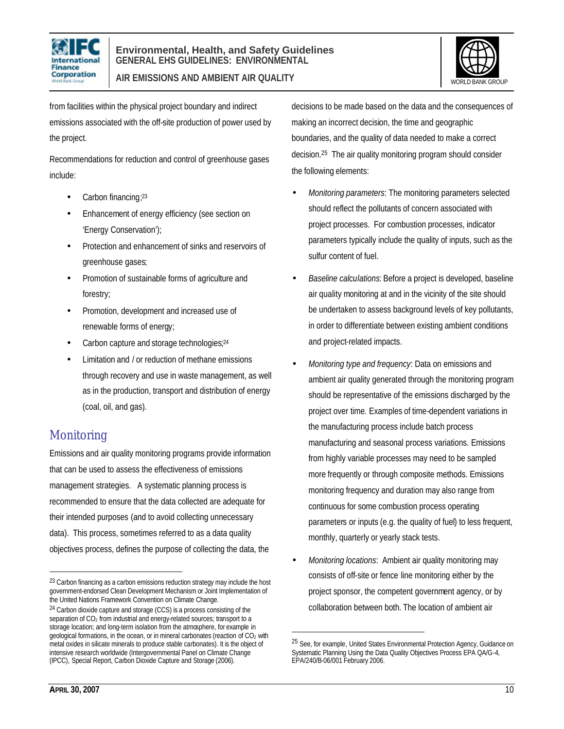from facilities within the physical project boundary and indirect emissions associated with the off-site production of power used by the project.

Recommendations for reduction and control of greenhouse gases include:

- Carbon financing;[23]
- Enhancement of energy efficiency (see section on 'Energy Conservation');
- Protection and enhancement of sinks and reservoirs of greenhouse gases;
- Promotion of sustainable forms of agriculture and forestry;
- Promotion, development and increased use of renewable forms of energy;
- Carbon capture and storage technologies;[24]
- Limitation and / or reduction of methane emissions through recovery and use in waste management, as well as in the production, transport and distribution of energy (coal, oil, and gas).

## Monitoring

Emissions and air quality monitoring programs provide information that can be used to assess the effectiveness of emissions management strategies. A systematic planning process is recommended to ensure that the data collected are adequate for their intended purposes (and to avoid collecting unnecessary data). This process, sometimes referred to as a data quality objectives process, defines the purpose of collecting the data, the decisions to be made based on the data and the consequences of making an incorrect decision, the time and geographic boundaries, and the quality of data needed to make a correct decision.[25] The air quality monitoring program should consider the following elements:

- *Monitoring parameters*: The monitoring parameters selected should reflect the pollutants of concern associated with project processes. For combustion processes, indicator parameters typically include the quality of inputs, such as the sulfur content of fuel.
- *Baseline calculations*: Before a project is developed, baseline air quality monitoring at and in the vicinity of the site should be undertaken to assess background levels of key pollutants, in order to differentiate between existing ambient conditions and project-related impacts.
- *Monitoring type and frequency*: Data on emissions and ambient air quality generated through the monitoring program should be representative of the emissions discharged by the project over time. Examples of time-dependent variations in the manufacturing process include batch process manufacturing and seasonal process variations. Emissions from highly variable processes may need to be sampled more frequently or through composite methods. Emissions monitoring frequency and duration may also range from continuous for some combustion process operating parameters or inputs (e.g. the quality of fuel) to less frequent, monthly, quarterly or yearly stack tests.
- *Monitoring locations*: Ambient air quality monitoring may consists of off-site or fence line monitoring either by the project sponsor, the competent government agency, or by collaboration between both. The location of ambient air

---

[23] Carbon financing as a carbon emissions reduction strategy may include the host government-endorsed Clean Development Mechanism or Joint Implementation of the United Nations Framework Convention on Climate Change.

[24] Carbon dioxide capture and storage (CCS) is a process consisting of the separation of $CO_2$ from industrial and energy-related sources; transport to a storage location; and long-term isolation from the atmosphere, for example in geological formations, in the ocean, or in mineral carbonates (reaction of $CO_2$ with metal oxides in silicate minerals to produce stable carbonates). It is the object of intensive research worldwide (Intergovernmental Panel on Climate Change (IPCC), Special Report, Carbon Dioxide Capture and Storage (2006).

[25] See, for example, United States Environmental Protection Agency, Guidance on Systematic Planning Using the Data Quality Objectives Process EPA QA/G-4, EPA/240/B-06/001 February 2006.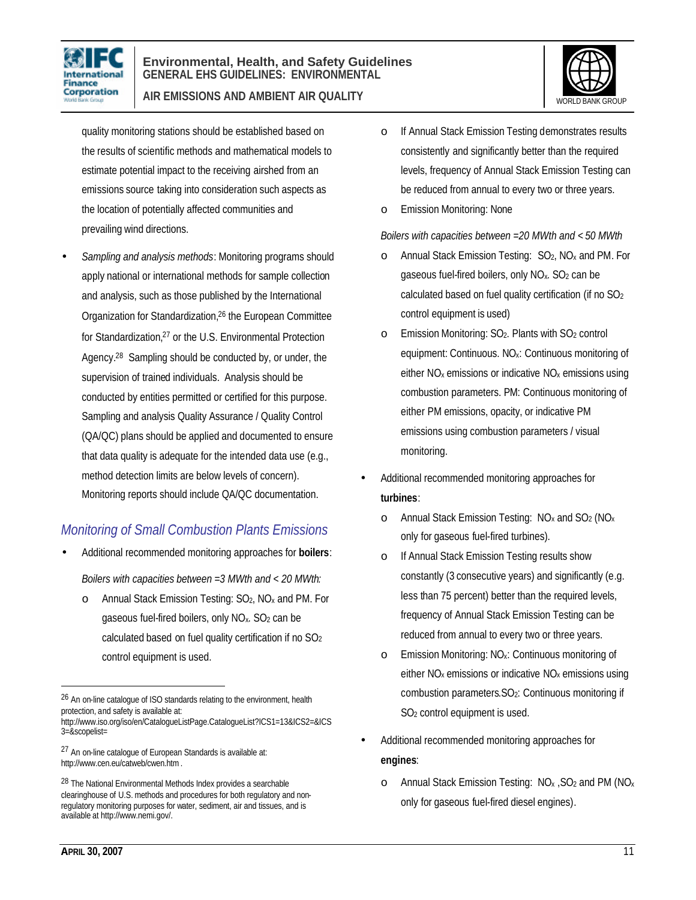quality monitoring stations should be established based on the results of scientific methods and mathematical models to estimate potential impact to the receiving airshed from an emissions source taking into consideration such aspects as the location of potentially affected communities and prevailing wind directions.

- *Sampling and analysis methods*: Monitoring programs should apply national or international methods for sample collection and analysis, such as those published by the International Organization for Standardization,[26] the European Committee for Standardization,[27] or the U.S. Environmental Protection Agency.[28] Sampling should be conducted by, or under, the supervision of trained individuals. Analysis should be conducted by entities permitted or certified for this purpose. Sampling and analysis Quality Assurance / Quality Control (QA/QC) plans should be applied and documented to ensure that data quality is adequate for the intended data use (e.g., method detection limits are below levels of concern). Monitoring reports should include QA/QC documentation.

## Monitoring of Small Combustion Plants Emissions

- Additional recommended monitoring approaches for **boilers**:

  *Boilers with capacities between =3 MWth and < 20 MWth:*

  - Annual Stack Emission Testing: $SO_2$, $NO_x$ and PM. For gaseous fuel-fired boilers, only $NO_x$. $SO_2$ can be calculated based on fuel quality certification if no $SO_2$ control equipment is used.
  - If Annual Stack Emission Testing demonstrates results consistently and significantly better than the required levels, frequency of Annual Stack Emission Testing can be reduced from annual to every two or three years.
  - Emission Monitoring: None

  *Boilers with capacities between =20 MWth and < 50 MWth*

  - Annual Stack Emission Testing: $SO_2$, $NO_x$ and PM. For gaseous fuel-fired boilers, only $NO_x$. $SO_2$ can be calculated based on fuel quality certification (if no $SO_2$ control equipment is used)
  - Emission Monitoring: $SO_2$. Plants with $SO_2$ control equipment: Continuous. $NO_x$: Continuous monitoring of either $NO_x$ emissions or indicative $NO_x$ emissions using combustion parameters. PM: Continuous monitoring of either PM emissions, opacity, or indicative PM emissions using combustion parameters / visual monitoring.

- Additional recommended monitoring approaches for **turbines**:
  - Annual Stack Emission Testing: $NO_x$ and $SO_2$ ($NO_x$ only for gaseous fuel-fired turbines).
  - If Annual Stack Emission Testing results show constantly (3 consecutive years) and significantly (e.g. less than 75 percent) better than the required levels, frequency of Annual Stack Emission Testing can be reduced from annual to every two or three years.
  - Emission Monitoring: $NO_x$: Continuous monitoring of either $NO_x$ emissions or indicative $NO_x$ emissions using combustion parameters.$SO_2$: Continuous monitoring if $SO_2$ control equipment is used.

- Additional recommended monitoring approaches for **engines**:
  - Annual Stack Emission Testing: $NO_x$ ,$SO_2$ and PM ($NO_x$ only for gaseous fuel-fired diesel engines).

---

[26] An on-line catalogue of ISO standards relating to the environment, health protection, and safety is available at: http://www.iso.org/iso/en/CatalogueListPage.CatalogueList?ICS1=13&ICS2=&ICS3=&scopelist=

[27] An on-line catalogue of European Standards is available at: http://www.cen.eu/catweb/cwen.htm .

[28] The National Environmental Methods Index provides a searchable clearinghouse of U.S. methods and procedures for both regulatory and non-regulatory monitoring purposes for water, sediment, air and tissues, and is available at http://www.nemi.gov/.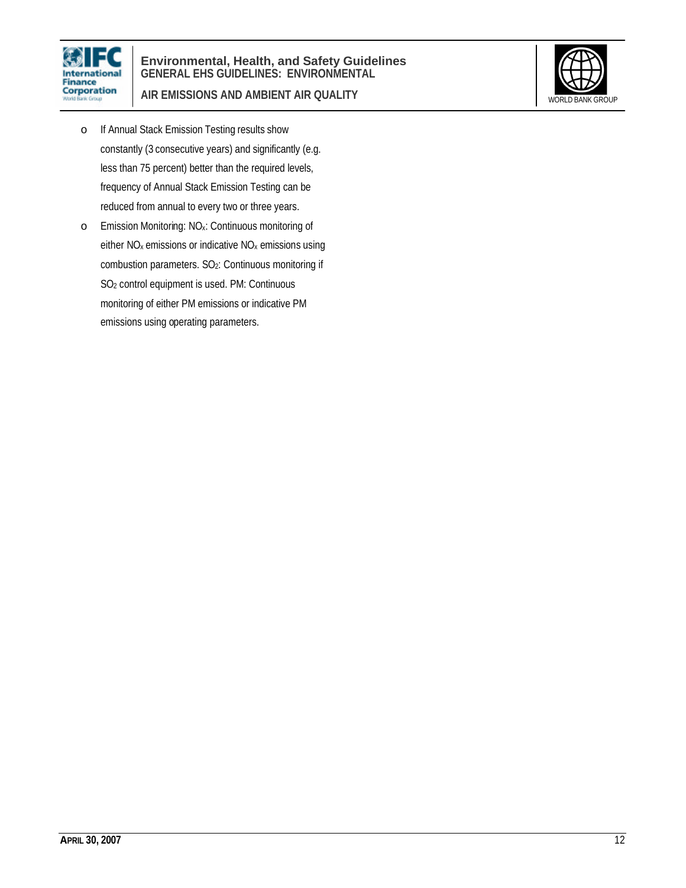- If Annual Stack Emission Testing results show constantly (3 consecutive years) and significantly (e.g. less than 75 percent) better than the required levels, frequency of Annual Stack Emission Testing can be reduced from annual to every two or three years.
- Emission Monitoring: $NO_x$: Continuous monitoring of either $NO_x$ emissions or indicative $NO_x$ emissions using combustion parameters. $SO_2$: Continuous monitoring if $SO_2$ control equipment is used. PM: Continuous monitoring of either PM emissions or indicative PM emissions using operating parameters.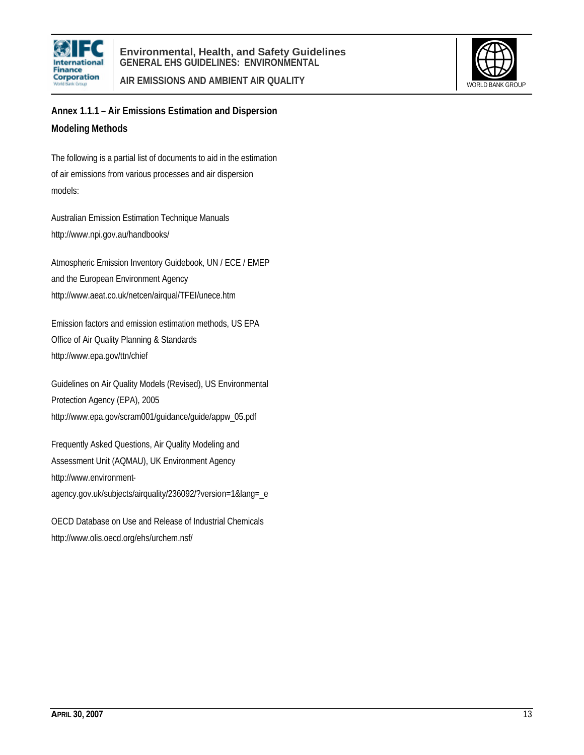## Annex 1.1.1 – Air Emissions Estimation and Dispersion Modeling Methods

The following is a partial list of documents to aid in the estimation of air emissions from various processes and air dispersion models:

Australian Emission Estimation Technique Manuals
http://www.npi.gov.au/handbooks/

Atmospheric Emission Inventory Guidebook, UN / ECE / EMEP and the European Environment Agency
http://www.aeat.co.uk/netcen/airqual/TFEI/unece.htm

Emission factors and emission estimation methods, US EPA Office of Air Quality Planning & Standards
http://www.epa.gov/ttn/chief

Guidelines on Air Quality Models (Revised), US Environmental Protection Agency (EPA), 2005
http://www.epa.gov/scram001/guidance/guide/appw_05.pdf

Frequently Asked Questions, Air Quality Modeling and Assessment Unit (AQMAU), UK Environment Agency
http://www.environment-agency.gov.uk/subjects/airquality/236092/?version=1&lang=_e

OECD Database on Use and Release of Industrial Chemicals
http://www.olis.oecd.org/ehs/urchem.nsf/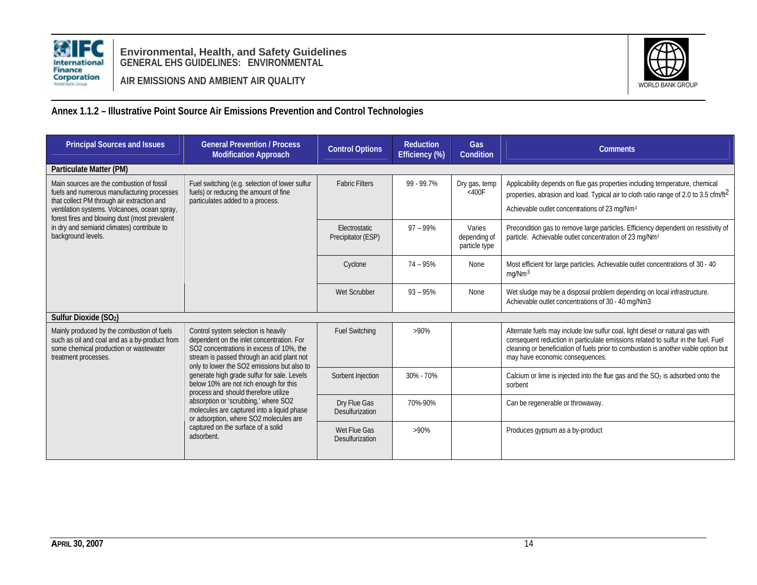## Annex 1.1.2 – Illustrative Point Source Air Emissions Prevention and Control Technologies

| Principal Sources and Issues | General Prevention / Process Modification Approach | Control Options | Reduction Efficiency (%) | Gas Condition | Comments |
|---|---|---|---|---|---|
| **Particulate Matter (PM)** | | | | | |
| Main sources are the combustion of fossil fuels and numerous manufacturing processes that collect PM through air extraction and ventilation systems. Volcanoes, ocean spray, forest fires and blowing dust (most prevalent in dry and semiarid climates) contribute to background levels. | Fuel switching (e.g. selection of lower sulfur fuels) or reducing the amount of fine particulates added to a process. | Fabric Filters | 99 - 99.7% | Dry gas, temp <400F | Applicability depends on flue gas properties including temperature, chemical properties, abrasion and load. Typical air to cloth ratio range of 2.0 to 3.5 cfm/ft$^2$ Achievable outlet concentrations of 23 mg/Nm$^3$ |
| | | Electrostatic Precipitator (ESP) | 97 – 99% | Varies depending of particle type | Precondition gas to remove large particles. Efficiency dependent on resistivity of particle. Achievable outlet concentration of 23 mg/Nm$^3$ |
| | | Cyclone | 74 – 95% | None | Most efficient for large particles. Achievable outlet concentrations of 30 - 40 mg/Nm$^3$ |
| | | Wet Scrubber | 93 – 95% | None | Wet sludge may be a disposal problem depending on local infrastructure. Achievable outlet concentrations of 30 - 40 mg/Nm3 |
| **Sulfur Dioxide ($SO_2$)** | | | | | |
| Mainly produced by the combustion of fuels such as oil and coal and as a by-product from some chemical production or wastewater treatment processes. | Control system selection is heavily dependent on the inlet concentration. For SO2 concentrations in excess of 10%, the stream is passed through an acid plant not only to lower the SO2 emissions but also to generate high grade sulfur for sale. Levels below 10% are not rich enough for this process and should therefore utilize absorption or 'scrubbing,' where SO2 molecules are captured into a liquid phase or adsorption, where SO2 molecules are captured on the surface of a solid adsorbent. | Fuel Switching | >90% | | Alternate fuels may include low sulfur coal, light diesel or natural gas with consequent reduction in particulate emissions related to sulfur in the fuel. Fuel cleaning or beneficiation of fuels prior to combustion is another viable option but may have economic consequences. |
| | | Sorbent Injection | 30% - 70% | | Calcium or lime is injected into the flue gas and the $SO_2$ is adsorbed onto the sorbent |
| | | Dry Flue Gas Desulfurization | 70%-90% | | Can be regenerable or throwaway. |
| | | Wet Flue Gas Desulfurization | >90% | | Produces gypsum as a by-product |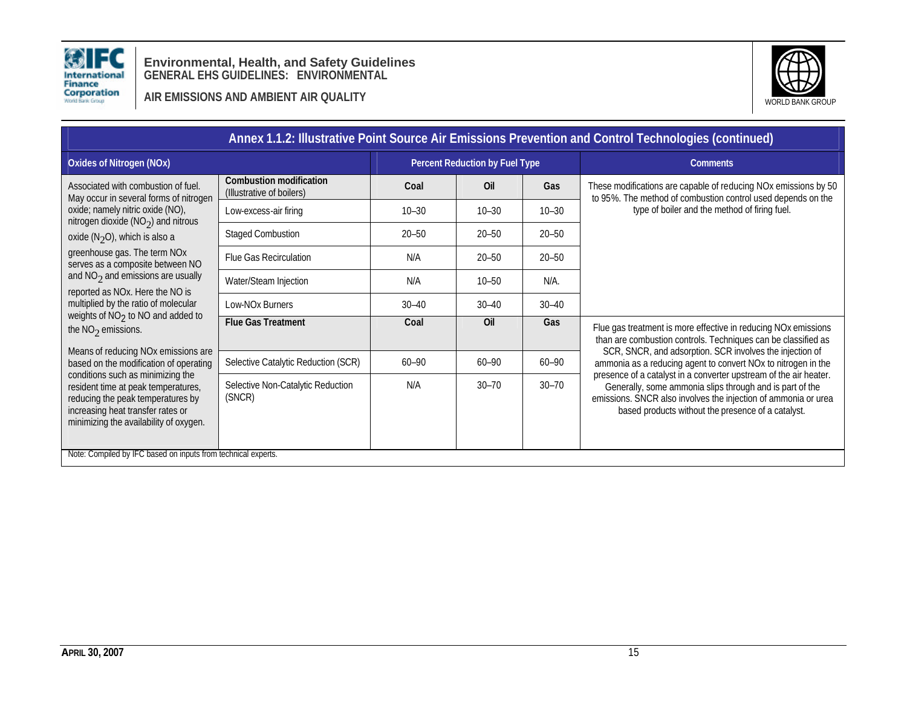## Annex 1.1.2: Illustrative Point Source Air Emissions Prevention and Control Technologies (continued)

| Oxides of Nitrogen (NOx) | | Percent Reduction by Fuel Type | | | Comments |
|---|---|---|---|---|---|
| Associated with combustion of fuel. May occur in several forms of nitrogen oxide; namely nitric oxide (NO), nitrogen dioxide ($NO_2$) and nitrous oxide ($N_2O$), which is also a greenhouse gas. The term NOx serves as a composite between NO and $NO_2$ and emissions are usually reported as NOx. Here the NO is multiplied by the ratio of molecular weights of $NO_2$ to NO and added to the $NO_2$ emissions.<br><br>Means of reducing NOx emissions are based on the modification of operating conditions such as minimizing the resident time at peak temperatures, reducing the peak temperatures by increasing heat transfer rates or minimizing the availability of oxygen. | **Combustion modification** (Illustrative of boilers) | **Coal** | **Oil** | **Gas** | These modifications are capable of reducing NOx emissions by 50 to 95%. The method of combustion control used depends on the type of boiler and the method of firing fuel. |
| | Low-excess-air firing | 10–30 | 10–30 | 10–30 | |
| | Staged Combustion | 20–50 | 20–50 | 20–50 | |
| | Flue Gas Recirculation | N/A | 20–50 | 20–50 | |
| | Water/Steam Injection | N/A | 10–50 | N/A. | |
| | Low-NOx Burners | 30–40 | 30–40 | 30–40 | |
| | **Flue Gas Treatment** | **Coal** | **Oil** | **Gas** | Flue gas treatment is more effective in reducing NOx emissions than are combustion controls. Techniques can be classified as SCR, SNCR, and adsorption. SCR involves the injection of ammonia as a reducing agent to convert NOx to nitrogen in the presence of a catalyst in a converter upstream of the air heater. Generally, some ammonia slips through and is part of the emissions. SNCR also involves the injection of ammonia or urea based products without the presence of a catalyst. |
| | Selective Catalytic Reduction (SCR) | 60–90 | 60–90 | 60–90 | |
| | Selective Non-Catalytic Reduction (SNCR) | N/A | 30–70 | 30–70 | |

Note: Compiled by IFC based on inputs from technical experts.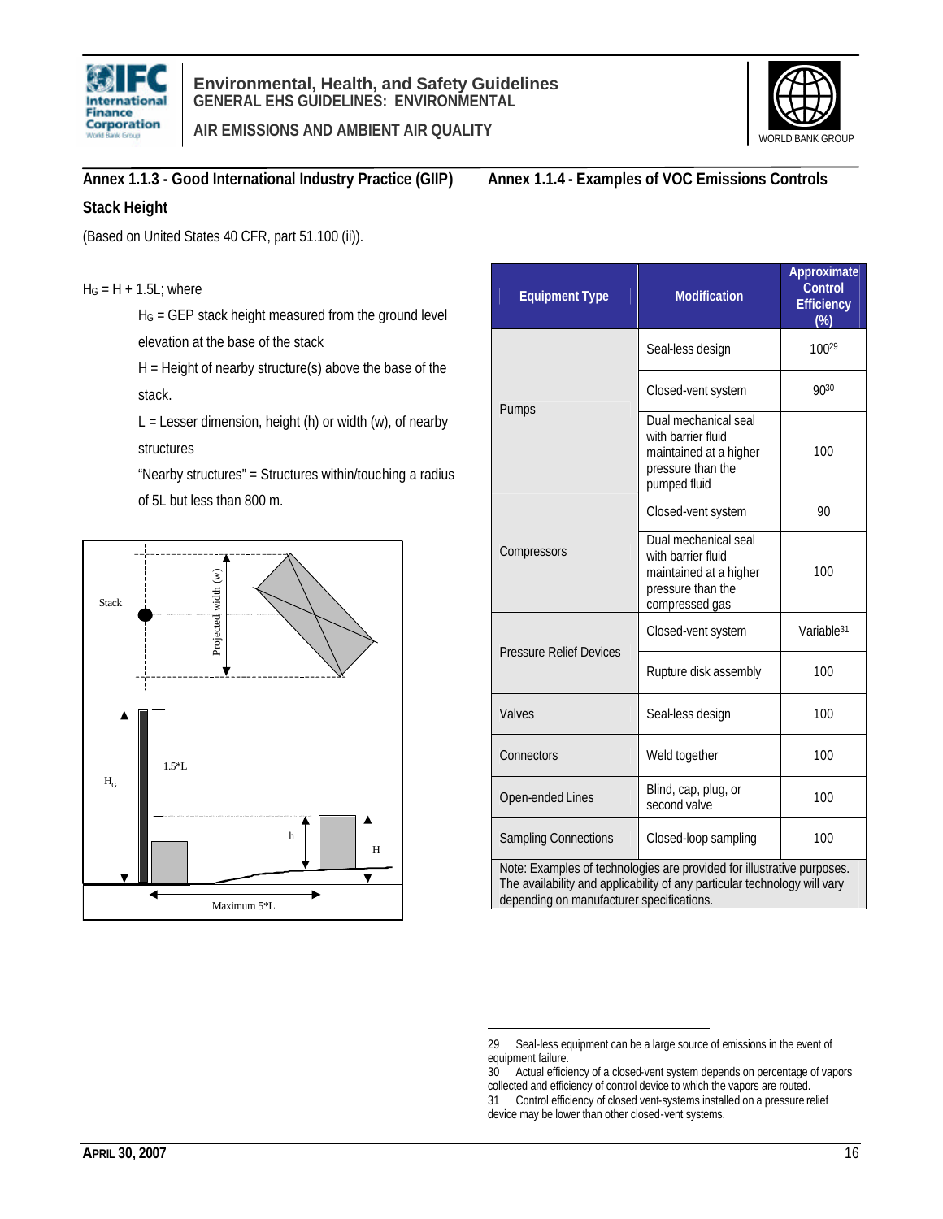## Annex 1.1.3 - Good International Industry Practice (GIIP) Stack Height

(Based on United States 40 CFR, part 51.100 (ii)).

$H_G = H + 1.5L$; where

$H_G$ = GEP stack height measured from the ground level elevation at the base of the stack

H = Height of nearby structure(s) above the base of the stack.

L = Lesser dimension, height (h) or width (w), of nearby structures

"Nearby structures" = Structures within/touching a radius of 5L but less than 800 m.

## Annex 1.1.4 - Examples of VOC Emissions Controls

| Equipment Type | Modification | Approximate Control Efficiency (%) |
|---|---|---|
| Pumps | Seal-less design | 100[29] |
| | Closed-vent system | 90[30] |
| | Dual mechanical seal with barrier fluid maintained at a higher pressure than the pumped fluid | 100 |
| Compressors | Closed-vent system | 90 |
| | Dual mechanical seal with barrier fluid maintained at a higher pressure than the compressed gas | 100 |
| Pressure Relief Devices | Closed-vent system | Variable[31] |
| | Rupture disk assembly | 100 |
| Valves | Seal-less design | 100 |
| Connectors | Weld together | 100 |
| Open-ended Lines | Blind, cap, plug, or second valve | 100 |
| Sampling Connections | Closed-loop sampling | 100 |

Note: Examples of technologies are provided for illustrative purposes. The availability and applicability of any particular technology will vary depending on manufacturer specifications.

---

29 Seal-less equipment can be a large source of emissions in the event of equipment failure.

30 Actual efficiency of a closed-vent system depends on percentage of vapors collected and efficiency of control device to which the vapors are routed.

31 Control efficiency of closed vent-systems installed on a pressure relief device may be lower than other closed-vent systems.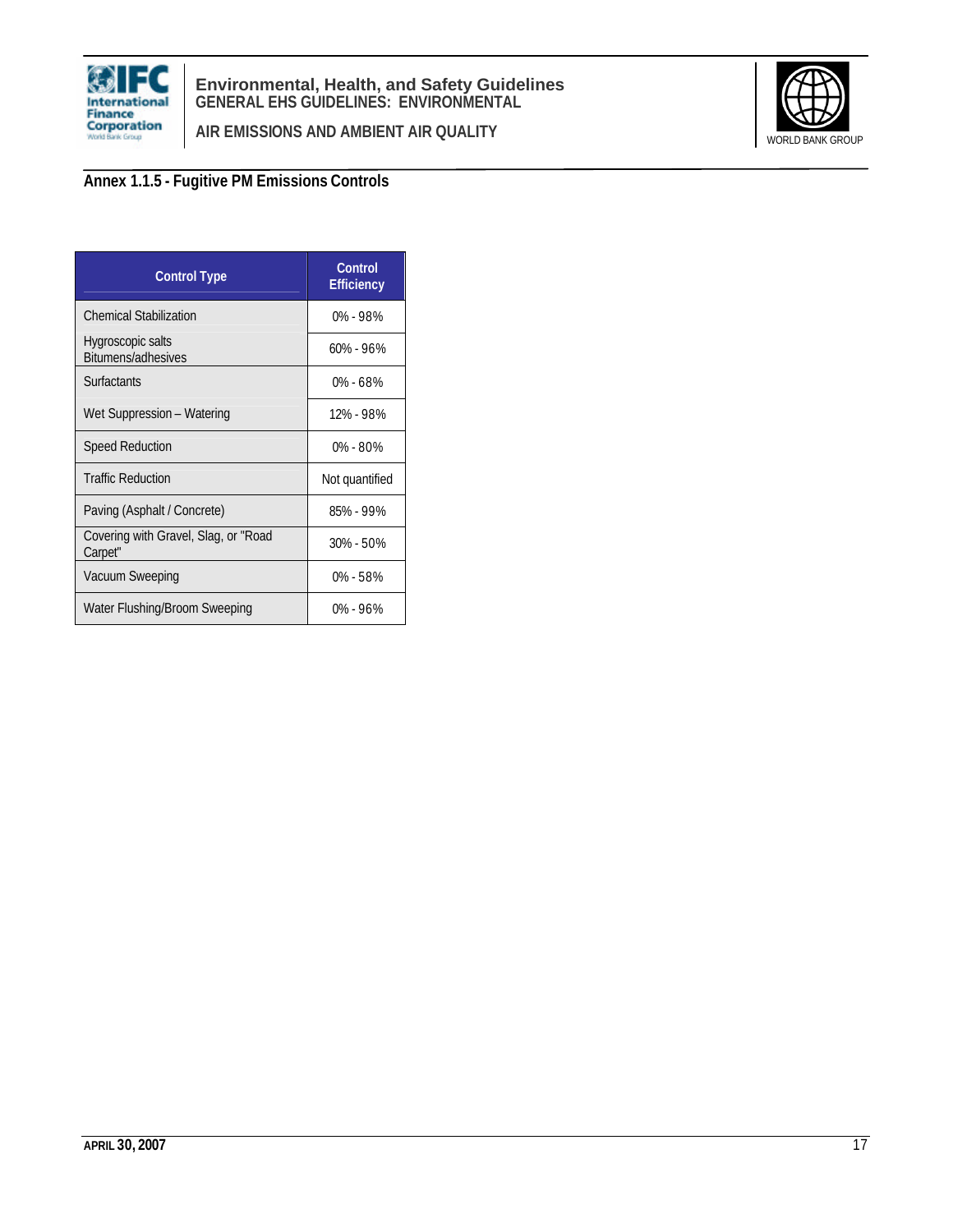## Annex 1.1.5 - Fugitive PM Emissions Controls

| Control Type | Control Efficiency |
|---|---|
| Chemical Stabilization | 0% - 98% |
| Hygroscopic salts Bitumens/adhesives | 60% - 96% |
| Surfactants | 0% - 68% |
| Wet Suppression – Watering | 12% - 98% |
| Speed Reduction | 0% - 80% |
| Traffic Reduction | Not quantified |
| Paving (Asphalt / Concrete) | 85% - 99% |
| Covering with Gravel, Slag, or "Road Carpet" | 30% - 50% |
| Vacuum Sweeping | 0% - 58% |
| Water Flushing/Broom Sweeping | 0% - 96% |